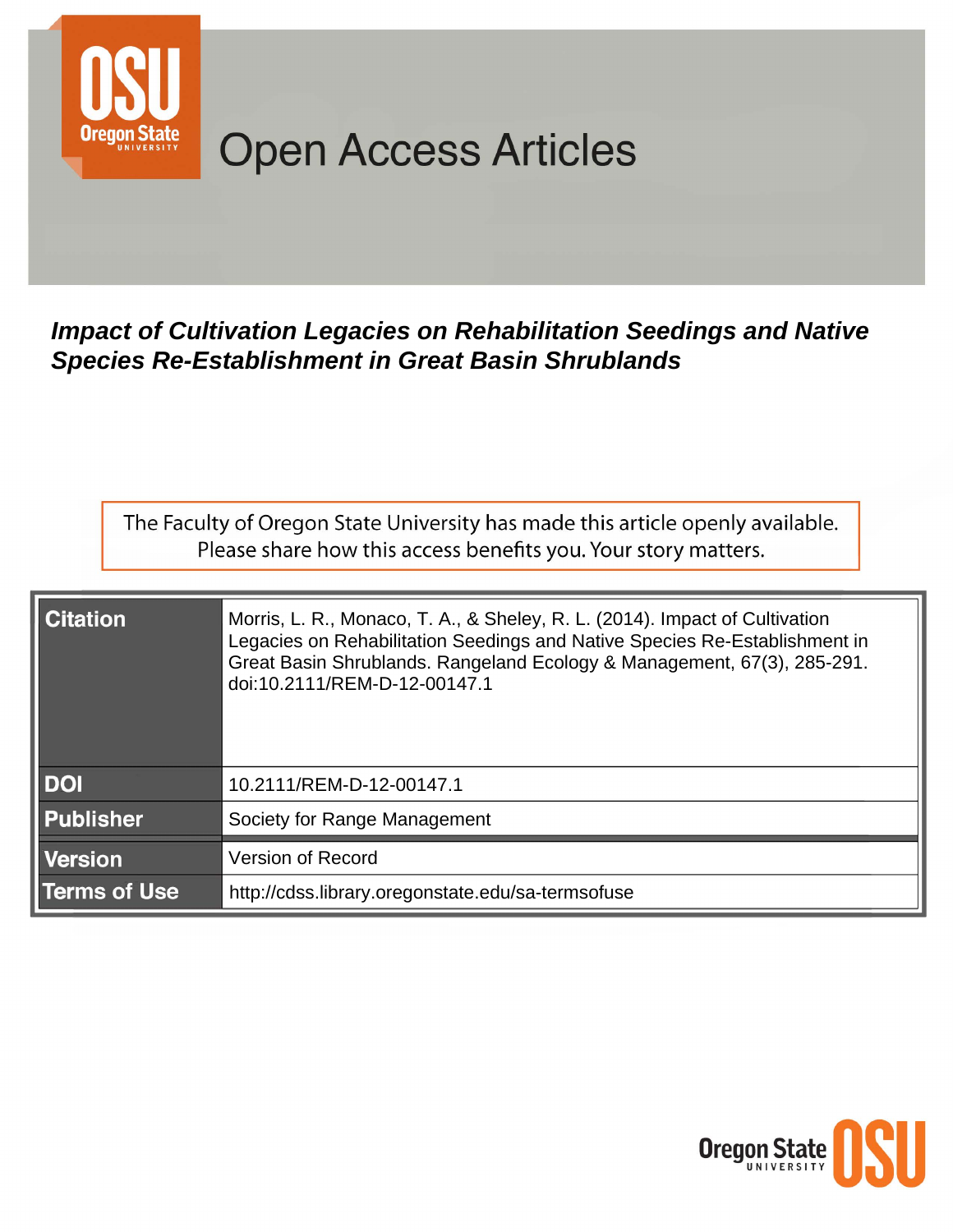# Open Access Articles

## *Impact of Cultivation Legacies on Rehabilitation Seedings and Native Species Re-Establishment in Great Basin Shrublands*

The Faculty of Oregon State University has made this article openly available. Please share how this access benefits you. Your story matters.

| | |
|---|---|
| **Citation** | Morris, L. R., Monaco, T. A., & Sheley, R. L. (2014). Impact of Cultivation Legacies on Rehabilitation Seedings and Native Species Re-Establishment in Great Basin Shrublands. Rangeland Ecology & Management, 67(3), 285-291. doi:10.2111/REM-D-12-00147.1 |
| **DOI** | 10.2111/REM-D-12-00147.1 |
| **Publisher** | Society for Range Management |
| **Version** | Version of Record |
| **Terms of Use** | http://cdss.library.oregonstate.edu/sa-termsofuse |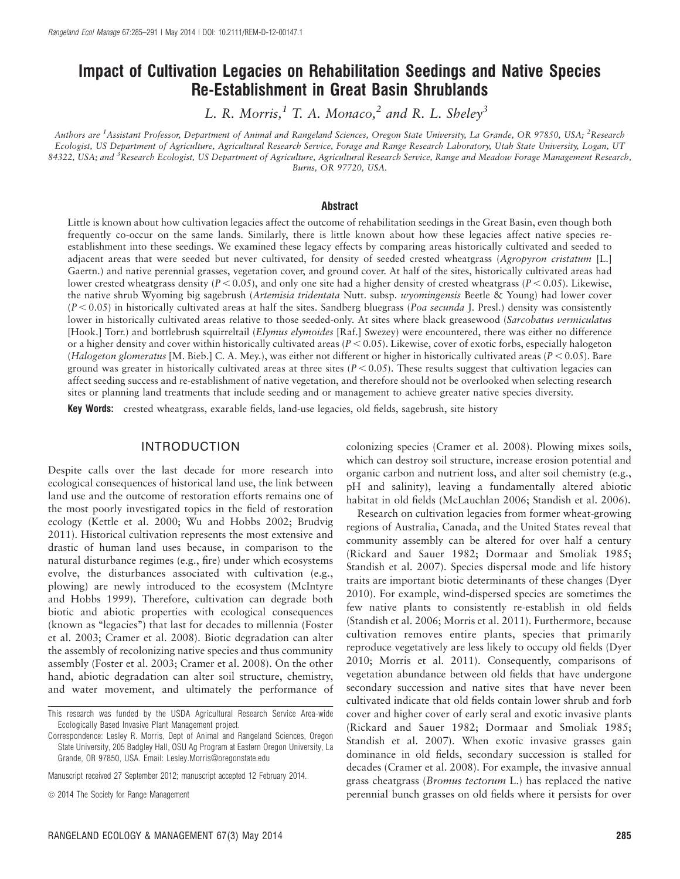# Impact of Cultivation Legacies on Rehabilitation Seedings and Native Species Re-Establishment in Great Basin Shrublands

*L. R. Morris,[1] T. A. Monaco,[2] and R. L. Sheley[3]*

Authors are [1]Assistant Professor, Department of Animal and Rangeland Sciences, Oregon State University, La Grande, OR 97850, USA; [2]Research Ecologist, US Department of Agriculture, Agricultural Research Service, Forage and Range Research Laboratory, Utah State University, Logan, UT 84322, USA; and [3]Research Ecologist, US Department of Agriculture, Agricultural Research Service, Range and Meadow Forage Management Research, Burns, OR 97720, USA.

## Abstract

Little is known about how cultivation legacies affect the outcome of rehabilitation seedings in the Great Basin, even though both frequently co-occur on the same lands. Similarly, there is little known about how these legacies affect native species re-establishment into these seedings. We examined these legacy effects by comparing areas historically cultivated and seeded to adjacent areas that were seeded but never cultivated, for density of seeded crested wheatgrass (*Agropyron cristatum* [L.] Gaertn.) and native perennial grasses, vegetation cover, and ground cover. At half of the sites, historically cultivated areas had lower crested wheatgrass density ($P < 0.05$), and only one site had a higher density of crested wheatgrass ($P < 0.05$). Likewise, the native shrub Wyoming big sagebrush (*Artemisia tridentata* Nutt. subsp. *wyomingensis* Beetle & Young) had lower cover ($P < 0.05$) in historically cultivated areas at half the sites. Sandberg bluegrass (*Poa secunda* J. Presl.) density was consistently lower in historically cultivated areas relative to those seeded-only. At sites where black greasewood (*Sarcobatus vermiculatus* [Hook.] Torr.) and bottlebrush squirreltail (*Elymus elymoides* [Raf.] Swezey) were encountered, there was either no difference or a higher density and cover within historically cultivated areas ($P < 0.05$). Likewise, cover of exotic forbs, especially halogeton (*Halogeton glomeratus* [M. Bieb.] C. A. Mey.), was either not different or higher in historically cultivated areas ($P < 0.05$). Bare ground was greater in historically cultivated areas at three sites ($P < 0.05$). These results suggest that cultivation legacies can affect seeding success and re-establishment of native vegetation, and therefore should not be overlooked when selecting research sites or planning land treatments that include seeding and or management to achieve greater native species diversity.

**Key Words:** crested wheatgrass, exarable fields, land-use legacies, old fields, sagebrush, site history

## INTRODUCTION

Despite calls over the last decade for more research into ecological consequences of historical land use, the link between land use and the outcome of restoration efforts remains one of the most poorly investigated topics in the field of restoration ecology (Kettle et al. 2000; Wu and Hobbs 2002; Brudvig 2011). Historical cultivation represents the most extensive and drastic of human land uses because, in comparison to the natural disturbance regimes (e.g., fire) under which ecosystems evolve, the disturbances associated with cultivation (e.g., plowing) are newly introduced to the ecosystem (McIntyre and Hobbs 1999). Therefore, cultivation can degrade both biotic and abiotic properties with ecological consequences (known as "legacies") that last for decades to millennia (Foster et al. 2003; Cramer et al. 2008). Biotic degradation can alter the assembly of recolonizing native species and thus community assembly (Foster et al. 2003; Cramer et al. 2008). On the other hand, abiotic degradation can alter soil structure, chemistry, and water movement, and ultimately the performance of colonizing species (Cramer et al. 2008). Plowing mixes soils, which can destroy soil structure, increase erosion potential and organic carbon and nutrient loss, and alter soil chemistry (e.g., pH and salinity), leaving a fundamentally altered abiotic habitat in old fields (McLauchlan 2006; Standish et al. 2006).

Research on cultivation legacies from former wheat-growing regions of Australia, Canada, and the United States reveal that community assembly can be altered for over half a century (Rickard and Sauer 1982; Dormaar and Smoliak 1985; Standish et al. 2007). Species dispersal mode and life history traits are important biotic determinants of these changes (Dyer 2010). For example, wind-dispersed species are sometimes the few native plants to consistently re-establish in old fields (Standish et al. 2006; Morris et al. 2011). Furthermore, because cultivation removes entire plants, species that primarily reproduce vegetatively are less likely to occupy old fields (Dyer 2010; Morris et al. 2011). Consequently, comparisons of vegetation abundance between old fields that have undergone secondary succession and native sites that have never been cultivated indicate that old fields contain lower shrub and forb cover and higher cover of early seral and exotic invasive plants (Rickard and Sauer 1982; Dormaar and Smoliak 1985; Standish et al. 2007). When exotic invasive grasses gain dominance in old fields, secondary succession is stalled for decades (Cramer et al. 2008). For example, the invasive annual grass cheatgrass (*Bromus tectorum* L.) has replaced the native perennial bunch grasses on old fields where it persists for over

This research was funded by the USDA Agricultural Research Service Area-wide Ecologically Based Invasive Plant Management project.

Correspondence: Lesley R. Morris, Dept of Animal and Rangeland Sciences, Oregon State University, 205 Badgley Hall, OSU Ag Program at Eastern Oregon University, La Grande, OR 97850, USA. Email: Lesley.Morris@oregonstate.edu

Manuscript received 27 September 2012; manuscript accepted 12 February 2014.

© 2014 The Society for Range Management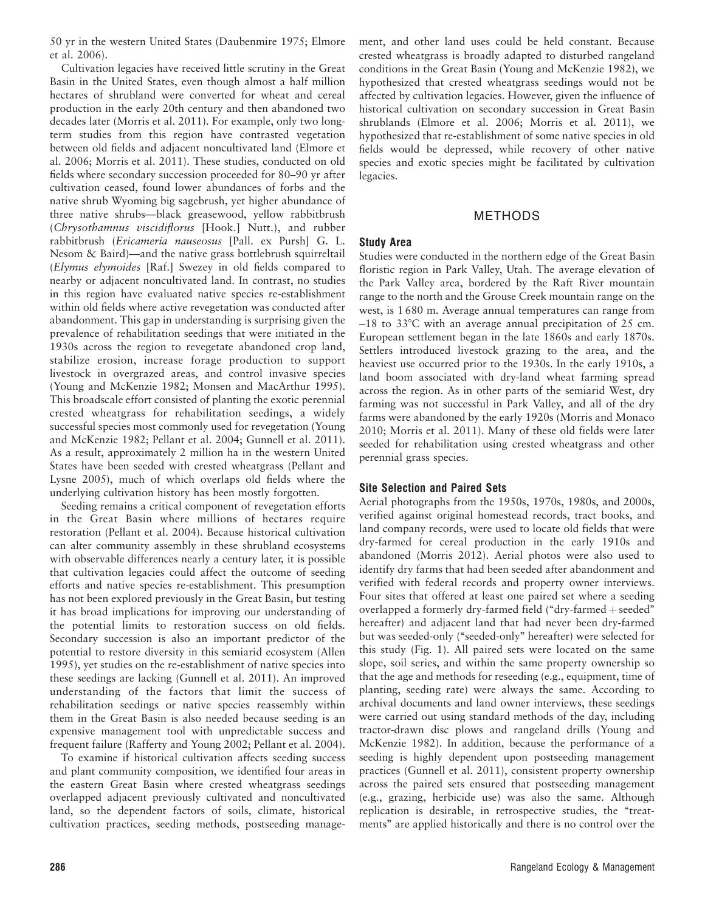50 yr in the western United States (Daubenmire 1975; Elmore et al. 2006).

Cultivation legacies have received little scrutiny in the Great Basin in the United States, even though almost a half million hectares of shrubland were converted for wheat and cereal production in the early 20th century and then abandoned two decades later (Morris et al. 2011). For example, only two long-term studies from this region have contrasted vegetation between old fields and adjacent noncultivated land (Elmore et al. 2006; Morris et al. 2011). These studies, conducted on old fields where secondary succession proceeded for 80–90 yr after cultivation ceased, found lower abundances of forbs and the native shrub Wyoming big sagebrush, yet higher abundance of three native shrubs—black greasewood, yellow rabbitbrush (*Chrysothamnus viscidiflorus* [Hook.] Nutt.), and rubber rabbitbrush (*Ericameria nauseosus* [Pall. ex Pursh] G. L. Nesom & Baird)—and the native grass bottlebrush squirreltail (*Elymus elymoides* [Raf.] Swezey in old fields compared to nearby or adjacent noncultivated land. In contrast, no studies in this region have evaluated native species re-establishment within old fields where active revegetation was conducted after abandonment. This gap in understanding is surprising given the prevalence of rehabilitation seedings that were initiated in the 1930s across the region to revegetate abandoned crop land, stabilize erosion, increase forage production to support livestock in overgrazed areas, and control invasive species (Young and McKenzie 1982; Monsen and MacArthur 1995). This broadscale effort consisted of planting the exotic perennial crested wheatgrass for rehabilitation seedings, a widely successful species most commonly used for revegetation (Young and McKenzie 1982; Pellant et al. 2004; Gunnell et al. 2011). As a result, approximately 2 million ha in the western United States have been seeded with crested wheatgrass (Pellant and Lysne 2005), much of which overlaps old fields where the underlying cultivation history has been mostly forgotten.

Seeding remains a critical component of revegetation efforts in the Great Basin where millions of hectares require restoration (Pellant et al. 2004). Because historical cultivation can alter community assembly in these shrubland ecosystems with observable differences nearly a century later, it is possible that cultivation legacies could affect the outcome of seeding efforts and native species re-establishment. This presumption has not been explored previously in the Great Basin, but testing it has broad implications for improving our understanding of the potential limits to restoration success on old fields. Secondary succession is also an important predictor of the potential to restore diversity in this semiarid ecosystem (Allen 1995), yet studies on the re-establishment of native species into these seedings are lacking (Gunnell et al. 2011). An improved understanding of the factors that limit the success of rehabilitation seedings or native species reassembly within them in the Great Basin is also needed because seeding is an expensive management tool with unpredictable success and frequent failure (Rafferty and Young 2002; Pellant et al. 2004).

To examine if historical cultivation affects seeding success and plant community composition, we identified four areas in the eastern Great Basin where crested wheatgrass seedings overlapped adjacent previously cultivated and noncultivated land, so the dependent factors of soils, climate, historical cultivation practices, seeding methods, postseeding management, and other land uses could be held constant. Because crested wheatgrass is broadly adapted to disturbed rangeland conditions in the Great Basin (Young and McKenzie 1982), we hypothesized that crested wheatgrass seedings would not be affected by cultivation legacies. However, given the influence of historical cultivation on secondary succession in Great Basin shrublands (Elmore et al. 2006; Morris et al. 2011), we hypothesized that re-establishment of some native species in old fields would be depressed, while recovery of other native species and exotic species might be facilitated by cultivation legacies.

## METHODS

### Study Area

Studies were conducted in the northern edge of the Great Basin floristic region in Park Valley, Utah. The average elevation of the Park Valley area, bordered by the Raft River mountain range to the north and the Grouse Creek mountain range on the west, is 1 680 m. Average annual temperatures can range from –18 to 33°C with an average annual precipitation of 25 cm. European settlement began in the late 1860s and early 1870s. Settlers introduced livestock grazing to the area, and the heaviest use occurred prior to the 1930s. In the early 1910s, a land boom associated with dry-land wheat farming spread across the region. As in other parts of the semiarid West, dry farming was not successful in Park Valley, and all of the dry farms were abandoned by the early 1920s (Morris and Monaco 2010; Morris et al. 2011). Many of these old fields were later seeded for rehabilitation using crested wheatgrass and other perennial grass species.

### Site Selection and Paired Sets

Aerial photographs from the 1950s, 1970s, 1980s, and 2000s, verified against original homestead records, tract books, and land company records, were used to locate old fields that were dry-farmed for cereal production in the early 1910s and abandoned (Morris 2012). Aerial photos were also used to identify dry farms that had been seeded after abandonment and verified with federal records and property owner interviews. Four sites that offered at least one paired set where a seeding overlapped a formerly dry-farmed field ("dry-farmed + seeded" hereafter) and adjacent land that had never been dry-farmed but was seeded-only ("seeded-only" hereafter) were selected for this study (Fig. 1). All paired sets were located on the same slope, soil series, and within the same property ownership so that the age and methods for reseeding (e.g., equipment, time of planting, seeding rate) were always the same. According to archival documents and land owner interviews, these seedings were carried out using standard methods of the day, including tractor-drawn disc plows and rangeland drills (Young and McKenzie 1982). In addition, because the performance of a seeding is highly dependent upon postseeding management practices (Gunnell et al. 2011), consistent property ownership across the paired sets ensured that postseeding management (e.g., grazing, herbicide use) was also the same. Although replication is desirable, in retrospective studies, the "treatments" are applied historically and there is no control over the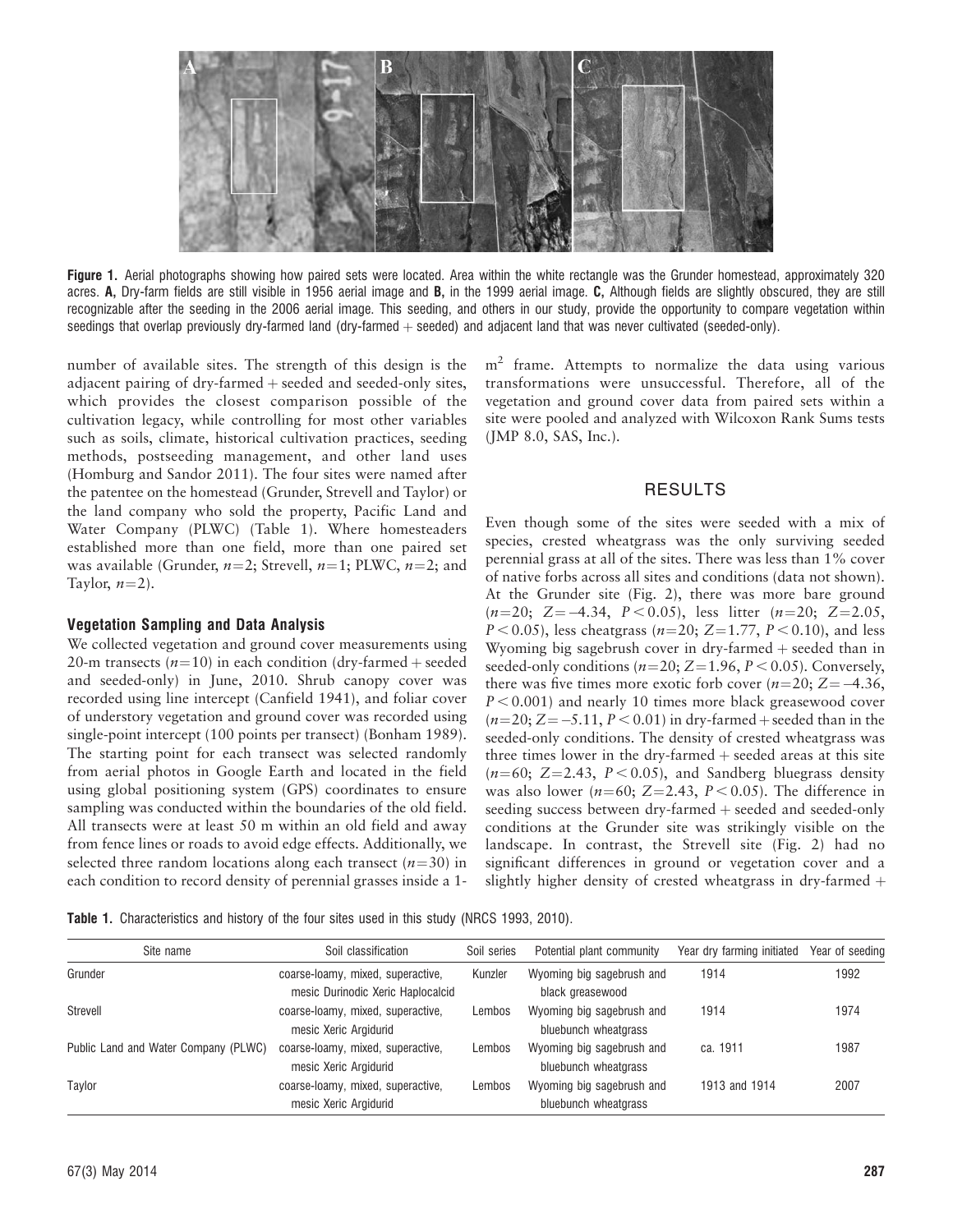Figure 1. Aerial photographs showing how paired sets were located. Area within the white rectangle was the Grunder homestead, approximately 320 acres. **A,** Dry-farm fields are still visible in 1956 aerial image and **B,** in the 1999 aerial image. **C,** Although fields are slightly obscured, they are still recognizable after the seeding in the 2006 aerial image. This seeding, and others in our study, provide the opportunity to compare vegetation within seedings that overlap previously dry-farmed land (dry-farmed + seeded) and adjacent land that was never cultivated (seeded-only).

number of available sites. The strength of this design is the adjacent pairing of dry-farmed + seeded and seeded-only sites, which provides the closest comparison possible of the cultivation legacy, while controlling for most other variables such as soils, climate, historical cultivation practices, seeding methods, postseeding management, and other land uses (Homburg and Sandor 2011). The four sites were named after the patentee on the homestead (Grunder, Strevell and Taylor) or the land company who sold the property, Pacific Land and Water Company (PLWC) (Table 1). Where homesteaders established more than one field, more than one paired set was available (Grunder, $n=2$; Strevell, $n=1$; PLWC, $n=2$; and Taylor, $n=2$).

### Vegetation Sampling and Data Analysis

We collected vegetation and ground cover measurements using 20-m transects ($n=10$) in each condition (dry-farmed + seeded and seeded-only) in June, 2010. Shrub canopy cover was recorded using line intercept (Canfield 1941), and foliar cover of understory vegetation and ground cover was recorded using single-point intercept (100 points per transect) (Bonham 1989). The starting point for each transect was selected randomly from aerial photos in Google Earth and located in the field using global positioning system (GPS) coordinates to ensure sampling was conducted within the boundaries of the old field. All transects were at least 50 m within an old field and away from fence lines or roads to avoid edge effects. Additionally, we selected three random locations along each transect ($n=30$) in each condition to record density of perennial grasses inside a 1-$m^2$ frame. Attempts to normalize the data using various transformations were unsuccessful. Therefore, all of the vegetation and ground cover data from paired sets within a site were pooled and analyzed with Wilcoxon Rank Sums tests (JMP 8.0, SAS, Inc.).

## RESULTS

Even though some of the sites were seeded with a mix of species, crested wheatgrass was the only surviving seeded perennial grass at all of the sites. There was less than 1% cover of native forbs across all sites and conditions (data not shown). At the Grunder site (Fig. 2), there was more bare ground ($n=20$; $Z=-4.34$, $P<0.05$), less litter ($n=20$; $Z=2.05$, $P<0.05$), less cheatgrass ($n=20$; $Z=1.77$, $P<0.10$), and less Wyoming big sagebrush cover in dry-farmed + seeded than in seeded-only conditions ($n=20$; $Z=1.96$, $P<0.05$). Conversely, there was five times more exotic forb cover ($n=20$; $Z=-4.36$, $P<0.001$) and nearly 10 times more black greasewood cover ($n=20$; $Z=-5.11$, $P<0.01$) in dry-farmed + seeded than in the seeded-only conditions. The density of crested wheatgrass was three times lower in the dry-farmed + seeded areas at this site ($n=60$; $Z=2.43$, $P<0.05$), and Sandberg bluegrass density was also lower ($n=60$; $Z=2.43$, $P<0.05$). The difference in seeding success between dry-farmed + seeded and seeded-only conditions at the Grunder site was strikingly visible on the landscape. In contrast, the Strevell site (Fig. 2) had no significant differences in ground or vegetation cover and a slightly higher density of crested wheatgrass in dry-farmed +

**Table 1.** Characteristics and history of the four sites used in this study (NRCS 1993, 2010).

| Site name | Soil classification | Soil series | Potential plant community | Year dry farming initiated | Year of seeding |
|---|---|---|---|---|---|
| Grunder | coarse-loamy, mixed, superactive, mesic Durinodic Xeric Haplocalcid | Kunzler | Wyoming big sagebrush and black greasewood | 1914 | 1992 |
| Strevell | coarse-loamy, mixed, superactive, mesic Xeric Argidurid | Lembos | Wyoming big sagebrush and bluebunch wheatgrass | 1914 | 1974 |
| Public Land and Water Company (PLWC) | coarse-loamy, mixed, superactive, mesic Xeric Argidurid | Lembos | Wyoming big sagebrush and bluebunch wheatgrass | ca. 1911 | 1987 |
| Taylor | coarse-loamy, mixed, superactive, mesic Xeric Argidurid | Lembos | Wyoming big sagebrush and bluebunch wheatgrass | 1913 and 1914 | 2007 |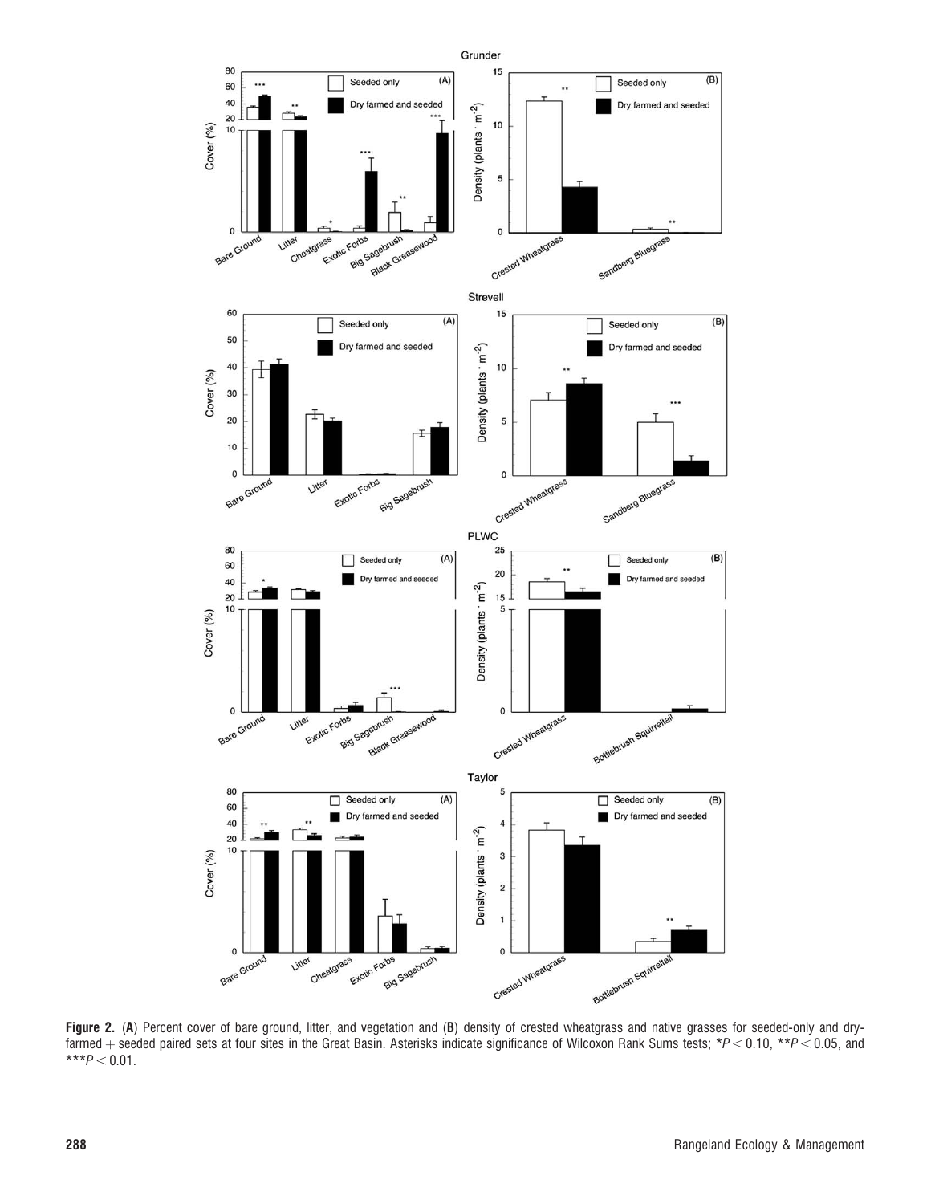**Figure 2.** (**A**) Percent cover of bare ground, litter, and vegetation and (**B**) density of crested wheatgrass and native grasses for seeded-only and dry-farmed + seeded paired sets at four sites in the Great Basin. Asterisks indicate significance of Wilcoxon Rank Sums tests; *$P < 0.10$, **$P < 0.05$, and ***$P < 0.01$.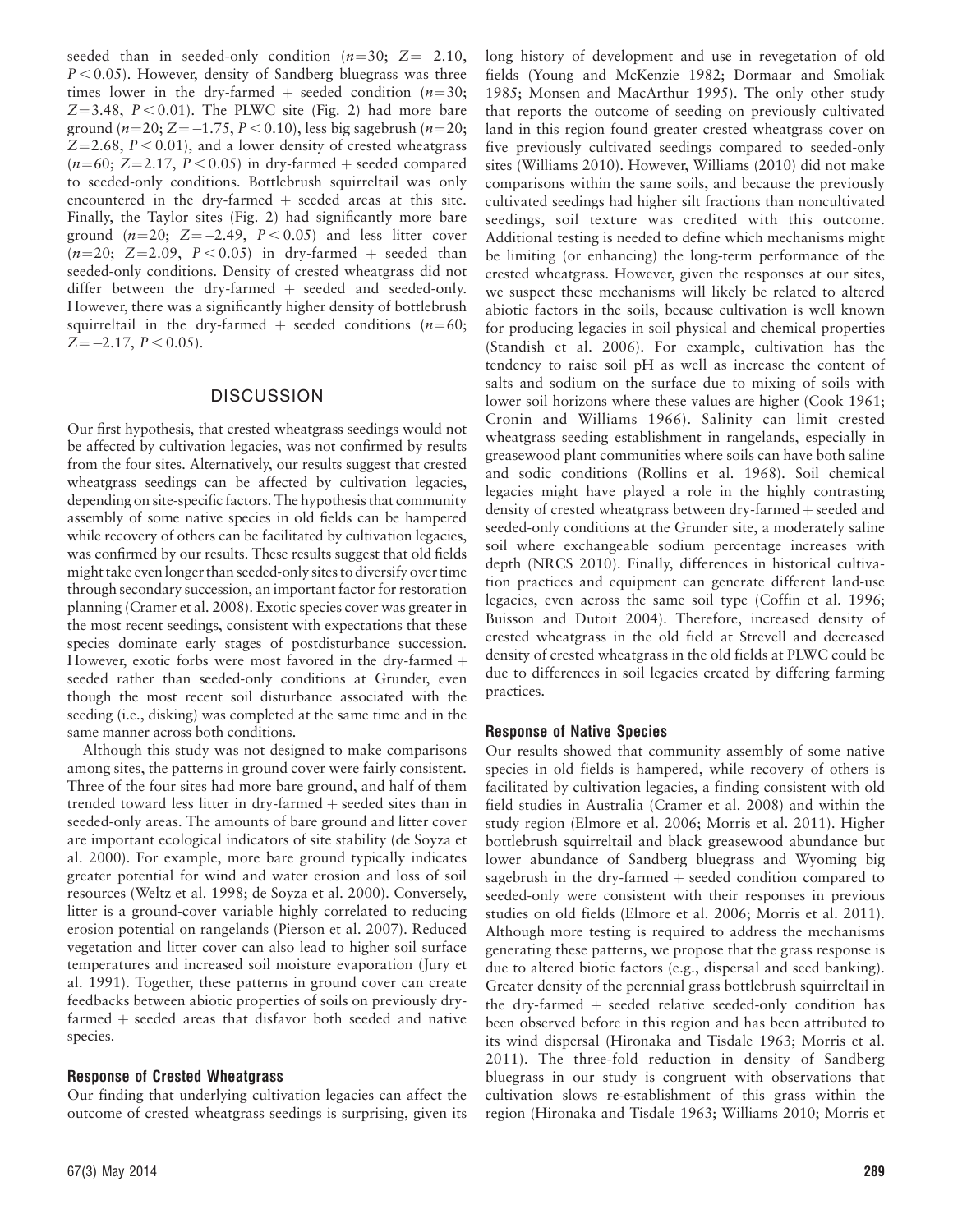seeded than in seeded-only condition ($n=30$; $Z=-2.10$, $P<0.05$). However, density of Sandberg bluegrass was three times lower in the dry-farmed + seeded condition ($n=30$; $Z=3.48$, $P<0.01$). The PLWC site (Fig. 2) had more bare ground ($n=20$; $Z=-1.75$, $P<0.10$), less big sagebrush ($n=20$; $Z=2.68$, $P<0.01$), and a lower density of crested wheatgrass ($n=60$; $Z=2.17$, $P<0.05$) in dry-farmed + seeded compared to seeded-only conditions. Bottlebrush squirreltail was only encountered in the dry-farmed + seeded areas at this site. Finally, the Taylor sites (Fig. 2) had significantly more bare ground ($n=20$; $Z=-2.49$, $P<0.05$) and less litter cover ($n=20$; $Z=2.09$, $P<0.05$) in dry-farmed + seeded than seeded-only conditions. Density of crested wheatgrass did not differ between the dry-farmed + seeded and seeded-only. However, there was a significantly higher density of bottlebrush squirreltail in the dry-farmed + seeded conditions ($n=60$; $Z=-2.17$, $P<0.05$).

## DISCUSSION

Our first hypothesis, that crested wheatgrass seedings would not be affected by cultivation legacies, was not confirmed by results from the four sites. Alternatively, our results suggest that crested wheatgrass seedings can be affected by cultivation legacies, depending on site-specific factors. The hypothesis that community assembly of some native species in old fields can be hampered while recovery of others can be facilitated by cultivation legacies, was confirmed by our results. These results suggest that old fields might take even longer than seeded-only sites to diversify over time through secondary succession, an important factor for restoration planning (Cramer et al. 2008). Exotic species cover was greater in the most recent seedings, consistent with expectations that these species dominate early stages of postdisturbance succession. However, exotic forbs were most favored in the dry-farmed + seeded rather than seeded-only conditions at Grunder, even though the most recent soil disturbance associated with the seeding (i.e., disking) was completed at the same time and in the same manner across both conditions.

Although this study was not designed to make comparisons among sites, the patterns in ground cover were fairly consistent. Three of the four sites had more bare ground, and half of them trended toward less litter in dry-farmed + seeded sites than in seeded-only areas. The amounts of bare ground and litter cover are important ecological indicators of site stability (de Soyza et al. 2000). For example, more bare ground typically indicates greater potential for wind and water erosion and loss of soil resources (Weltz et al. 1998; de Soyza et al. 2000). Conversely, litter is a ground-cover variable highly correlated to reducing erosion potential on rangelands (Pierson et al. 2007). Reduced vegetation and litter cover can also lead to higher soil surface temperatures and increased soil moisture evaporation (Jury et al. 1991). Together, these patterns in ground cover can create feedbacks between abiotic properties of soils on previously dry-farmed + seeded areas that disfavor both seeded and native species.

### Response of Crested Wheatgrass

Our finding that underlying cultivation legacies can affect the outcome of crested wheatgrass seedings is surprising, given its long history of development and use in revegetation of old fields (Young and McKenzie 1982; Dormaar and Smoliak 1985; Monsen and MacArthur 1995). The only other study that reports the outcome of seeding on previously cultivated land in this region found greater crested wheatgrass cover on five previously cultivated seedings compared to seeded-only sites (Williams 2010). However, Williams (2010) did not make comparisons within the same soils, and because the previously cultivated seedings had higher silt fractions than noncultivated seedings, soil texture was credited with this outcome. Additional testing is needed to define which mechanisms might be limiting (or enhancing) the long-term performance of the crested wheatgrass. However, given the responses at our sites, we suspect these mechanisms will likely be related to altered abiotic factors in the soils, because cultivation is well known for producing legacies in soil physical and chemical properties (Standish et al. 2006). For example, cultivation has the tendency to raise soil pH as well as increase the content of salts and sodium on the surface due to mixing of soils with lower soil horizons where these values are higher (Cook 1961; Cronin and Williams 1966). Salinity can limit crested wheatgrass seeding establishment in rangelands, especially in greasewood plant communities where soils can have both saline and sodic conditions (Rollins et al. 1968). Soil chemical legacies might have played a role in the highly contrasting density of crested wheatgrass between dry-farmed + seeded and seeded-only conditions at the Grunder site, a moderately saline soil where exchangeable sodium percentage increases with depth (NRCS 2010). Finally, differences in historical cultivation practices and equipment can generate different land-use legacies, even across the same soil type (Coffin et al. 1996; Buisson and Dutoit 2004). Therefore, increased density of crested wheatgrass in the old field at Strevell and decreased density of crested wheatgrass in the old fields at PLWC could be due to differences in soil legacies created by differing farming practices.

### Response of Native Species

Our results showed that community assembly of some native species in old fields is hampered, while recovery of others is facilitated by cultivation legacies, a finding consistent with old field studies in Australia (Cramer et al. 2008) and within the study region (Elmore et al. 2006; Morris et al. 2011). Higher bottlebrush squirreltail and black greasewood abundance but lower abundance of Sandberg bluegrass and Wyoming big sagebrush in the dry-farmed + seeded condition compared to seeded-only were consistent with their responses in previous studies on old fields (Elmore et al. 2006; Morris et al. 2011). Although more testing is required to address the mechanisms generating these patterns, we propose that the grass response is due to altered biotic factors (e.g., dispersal and seed banking). Greater density of the perennial grass bottlebrush squirreltail in the dry-farmed + seeded relative seeded-only condition has been observed before in this region and has been attributed to its wind dispersal (Hironaka and Tisdale 1963; Morris et al. 2011). The three-fold reduction in density of Sandberg bluegrass in our study is congruent with observations that cultivation slows re-establishment of this grass within the region (Hironaka and Tisdale 1963; Williams 2010; Morris et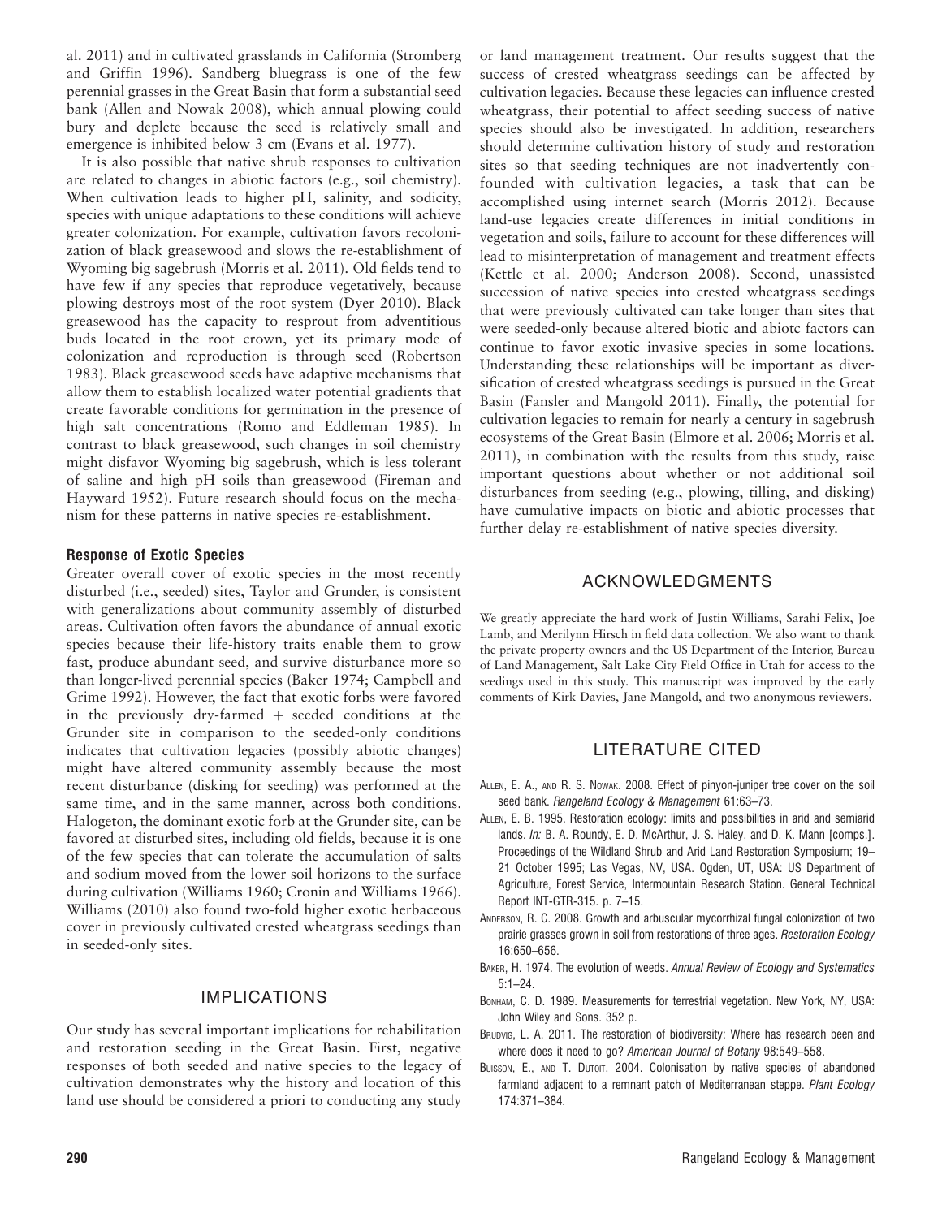al. 2011) and in cultivated grasslands in California (Stromberg and Griffin 1996). Sandberg bluegrass is one of the few perennial grasses in the Great Basin that form a substantial seed bank (Allen and Nowak 2008), which annual plowing could bury and deplete because the seed is relatively small and emergence is inhibited below 3 cm (Evans et al. 1977).

It is also possible that native shrub responses to cultivation are related to changes in abiotic factors (e.g., soil chemistry). When cultivation leads to higher pH, salinity, and sodicity, species with unique adaptations to these conditions will achieve greater colonization. For example, cultivation favors recolonization of black greasewood and slows the re-establishment of Wyoming big sagebrush (Morris et al. 2011). Old fields tend to have few if any species that reproduce vegetatively, because plowing destroys most of the root system (Dyer 2010). Black greasewood has the capacity to resprout from adventitious buds located in the root crown, yet its primary mode of colonization and reproduction is through seed (Robertson 1983). Black greasewood seeds have adaptive mechanisms that allow them to establish localized water potential gradients that create favorable conditions for germination in the presence of high salt concentrations (Romo and Eddleman 1985). In contrast to black greasewood, such changes in soil chemistry might disfavor Wyoming big sagebrush, which is less tolerant of saline and high pH soils than greasewood (Fireman and Hayward 1952). Future research should focus on the mechanism for these patterns in native species re-establishment.

### Response of Exotic Species

Greater overall cover of exotic species in the most recently disturbed (i.e., seeded) sites, Taylor and Grunder, is consistent with generalizations about community assembly of disturbed areas. Cultivation often favors the abundance of annual exotic species because their life-history traits enable them to grow fast, produce abundant seed, and survive disturbance more so than longer-lived perennial species (Baker 1974; Campbell and Grime 1992). However, the fact that exotic forbs were favored in the previously dry-farmed + seeded conditions at the Grunder site in comparison to the seeded-only conditions indicates that cultivation legacies (possibly abiotic changes) might have altered community assembly because the most recent disturbance (disking for seeding) was performed at the same time, and in the same manner, across both conditions. Halogeton, the dominant exotic forb at the Grunder site, can be favored at disturbed sites, including old fields, because it is one of the few species that can tolerate the accumulation of salts and sodium moved from the lower soil horizons to the surface during cultivation (Williams 1960; Cronin and Williams 1966). Williams (2010) also found two-fold higher exotic herbaceous cover in previously cultivated crested wheatgrass seedings than in seeded-only sites.

## IMPLICATIONS

Our study has several important implications for rehabilitation and restoration seeding in the Great Basin. First, negative responses of both seeded and native species to the legacy of cultivation demonstrates why the history and location of this land use should be considered a priori to conducting any study or land management treatment. Our results suggest that the success of crested wheatgrass seedings can be affected by cultivation legacies. Because these legacies can influence crested wheatgrass, their potential to affect seeding success of native species should also be investigated. In addition, researchers should determine cultivation history of study and restoration sites so that seeding techniques are not inadvertently confounded with cultivation legacies, a task that can be accomplished using internet search (Morris 2012). Because land-use legacies create differences in initial conditions in vegetation and soils, failure to account for these differences will lead to misinterpretation of management and treatment effects (Kettle et al. 2000; Anderson 2008). Second, unassisted succession of native species into crested wheatgrass seedings that were previously cultivated can take longer than sites that were seeded-only because altered biotic and abiotc factors can continue to favor exotic invasive species in some locations. Understanding these relationships will be important as diversification of crested wheatgrass seedings is pursued in the Great Basin (Fansler and Mangold 2011). Finally, the potential for cultivation legacies to remain for nearly a century in sagebrush ecosystems of the Great Basin (Elmore et al. 2006; Morris et al. 2011), in combination with the results from this study, raise important questions about whether or not additional soil disturbances from seeding (e.g., plowing, tilling, and disking) have cumulative impacts on biotic and abiotic processes that further delay re-establishment of native species diversity.

## ACKNOWLEDGMENTS

We greatly appreciate the hard work of Justin Williams, Sarahi Felix, Joe Lamb, and Merilynn Hirsch in field data collection. We also want to thank the private property owners and the US Department of the Interior, Bureau of Land Management, Salt Lake City Field Office in Utah for access to the seedings used in this study. This manuscript was improved by the early comments of Kirk Davies, Jane Mangold, and two anonymous reviewers.

## LITERATURE CITED

- Allen, E. A., and R. S. Nowak. 2008. Effect of pinyon-juniper tree cover on the soil seed bank. *Rangeland Ecology & Management* 61:63–73.
- Allen, E. B. 1995. Restoration ecology: limits and possibilities in arid and semiarid lands. *In:* B. A. Roundy, E. D. McArthur, J. S. Haley, and D. K. Mann [comps.]. Proceedings of the Wildland Shrub and Arid Land Restoration Symposium; 19–21 October 1995; Las Vegas, NV, USA. Ogden, UT, USA: US Department of Agriculture, Forest Service, Intermountain Research Station. General Technical Report INT-GTR-315. p. 7–15.
- Anderson, R. C. 2008. Growth and arbuscular mycorrhizal fungal colonization of two prairie grasses grown in soil from restorations of three ages. *Restoration Ecology* 16:650–656.
- Baker, H. 1974. The evolution of weeds. *Annual Review of Ecology and Systematics* 5:1–24.
- Bonham, C. D. 1989. Measurements for terrestrial vegetation. New York, NY, USA: John Wiley and Sons. 352 p.
- Brudvig, L. A. 2011. The restoration of biodiversity: Where has research been and where does it need to go? *American Journal of Botany* 98:549–558.
- Buisson, E., and T. Dutoit. 2004. Colonisation by native species of abandoned farmland adjacent to a remnant patch of Mediterranean steppe. *Plant Ecology* 174:371–384.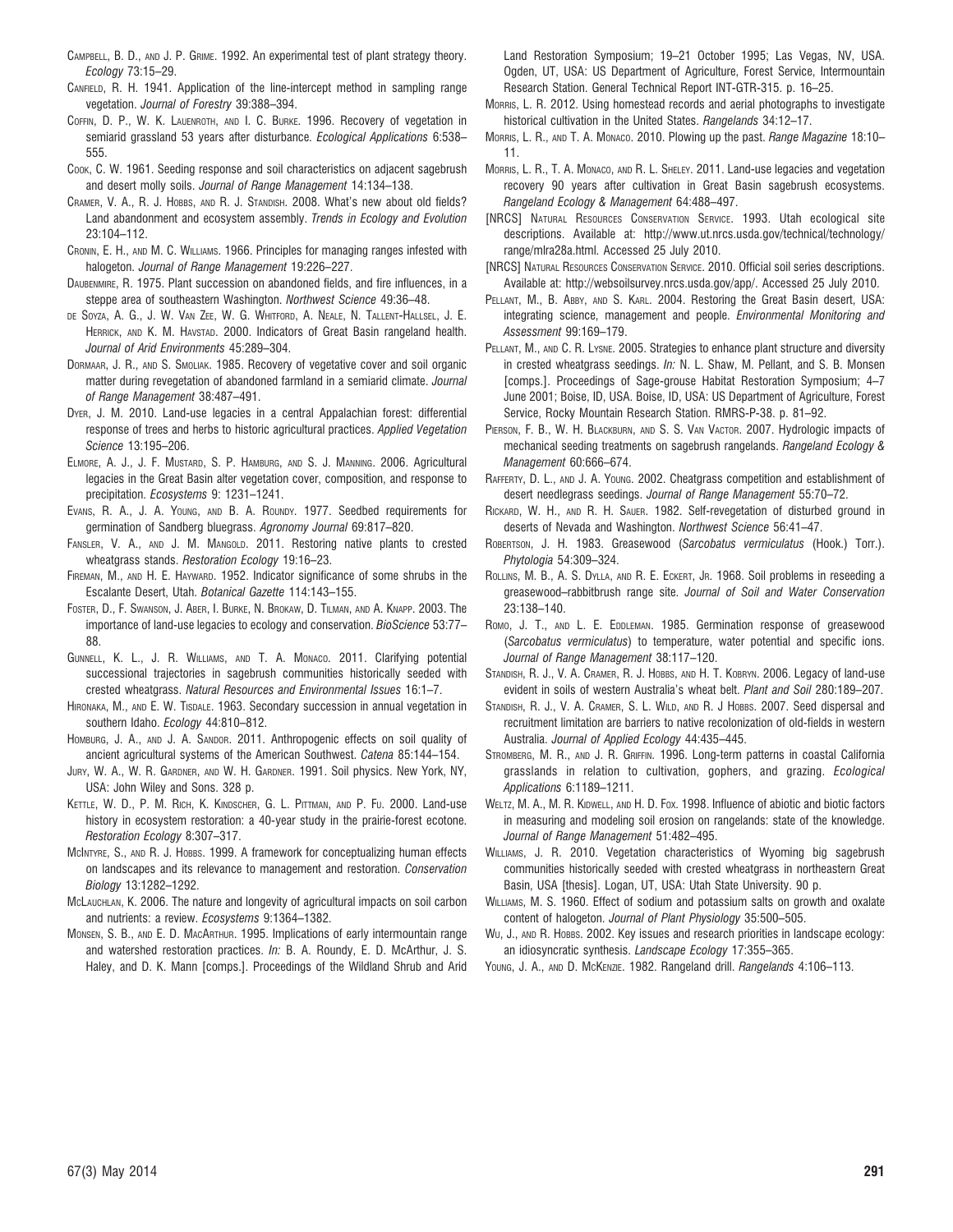Campbell, B. D., and J. P. Grime. 1992. An experimental test of plant strategy theory. *Ecology* 73:15–29.

Canfield, R. H. 1941. Application of the line-intercept method in sampling range vegetation. *Journal of Forestry* 39:388–394.

Coffin, D. P., W. K. Lauenroth, and I. C. Burke. 1996. Recovery of vegetation in semiarid grassland 53 years after disturbance. *Ecological Applications* 6:538–555.

Cook, C. W. 1961. Seeding response and soil characteristics on adjacent sagebrush and desert molly soils. *Journal of Range Management* 14:134–138.

Cramer, V. A., R. J. Hobbs, and R. J. Standish. 2008. What's new about old fields? Land abandonment and ecosystem assembly. *Trends in Ecology and Evolution* 23:104–112.

Cronin, E. H., and M. C. Williams. 1966. Principles for managing ranges infested with halogeton. *Journal of Range Management* 19:226–227.

Daubenmire, R. 1975. Plant succession on abandoned fields, and fire influences, in a steppe area of southeastern Washington. *Northwest Science* 49:36–48.

de Soyza, A. G., J. W. Van Zee, W. G. Whitford, A. Neale, N. Tallent-Hallsel, J. E. Herrick, and K. M. Havstad. 2000. Indicators of Great Basin rangeland health. *Journal of Arid Environments* 45:289–304.

Dormaar, J. R., and S. Smoliak. 1985. Recovery of vegetative cover and soil organic matter during revegetation of abandoned farmland in a semiarid climate. *Journal of Range Management* 38:487–491.

Dyer, J. M. 2010. Land-use legacies in a central Appalachian forest: differential response of trees and herbs to historic agricultural practices. *Applied Vegetation Science* 13:195–206.

Elmore, A. J., J. F. Mustard, S. P. Hamburg, and S. J. Manning. 2006. Agricultural legacies in the Great Basin alter vegetation cover, composition, and response to precipitation. *Ecosystems* 9: 1231–1241.

Evans, R. A., J. A. Young, and B. A. Roundy. 1977. Seedbed requirements for germination of Sandberg bluegrass. *Agronomy Journal* 69:817–820.

Fansler, V. A., and J. M. Mangold. 2011. Restoring native plants to crested wheatgrass stands. *Restoration Ecology* 19:16–23.

Fireman, M., and H. E. Hayward. 1952. Indicator significance of some shrubs in the Escalante Desert, Utah. *Botanical Gazette* 114:143–155.

Foster, D., F. Swanson, J. Aber, I. Burke, N. Brokaw, D. Tilman, and A. Knapp. 2003. The importance of land-use legacies to ecology and conservation. *BioScience* 53:77–88.

Gunnell, K. L., J. R. Williams, and T. A. Monaco. 2011. Clarifying potential successional trajectories in sagebrush communities historically seeded with crested wheatgrass. *Natural Resources and Environmental Issues* 16:1–7.

Hironaka, M., and E. W. Tisdale. 1963. Secondary succession in annual vegetation in southern Idaho. *Ecology* 44:810–812.

Homburg, J. A., and J. A. Sandor. 2011. Anthropogenic effects on soil quality of ancient agricultural systems of the American Southwest. *Catena* 85:144–154.

Jury, W. A., W. R. Gardner, and W. H. Gardner. 1991. Soil physics. New York, NY, USA: John Wiley and Sons. 328 p.

Kettle, W. D., P. M. Rich, K. Kindscher, G. L. Pittman, and P. Fu. 2000. Land-use history in ecosystem restoration: a 40-year study in the prairie-forest ecotone. *Restoration Ecology* 8:307–317.

McIntyre, S., and R. J. Hobbs. 1999. A framework for conceptualizing human effects on landscapes and its relevance to management and restoration. *Conservation Biology* 13:1282–1292.

McLauchlan, K. 2006. The nature and longevity of agricultural impacts on soil carbon and nutrients: a review. *Ecosystems* 9:1364–1382.

Monsen, S. B., and E. D. MacArthur. 1995. Implications of early intermountain range and watershed restoration practices. *In:* B. A. Roundy, E. D. McArthur, J. S. Haley, and D. K. Mann [comps.]. Proceedings of the Wildland Shrub and Arid Land Restoration Symposium; 19–21 October 1995; Las Vegas, NV, USA. Ogden, UT, USA: US Department of Agriculture, Forest Service, Intermountain Research Station. General Technical Report INT-GTR-315. p. 16–25.

Morris, L. R. 2012. Using homestead records and aerial photographs to investigate historical cultivation in the United States. *Rangelands* 34:12–17.

Morris, L. R., and T. A. Monaco. 2010. Plowing up the past. *Range Magazine* 18:10–11.

Morris, L. R., T. A. Monaco, and R. L. Sheley. 2011. Land-use legacies and vegetation recovery 90 years after cultivation in Great Basin sagebrush ecosystems. *Rangeland Ecology & Management* 64:488–497.

[NRCS] Natural Resources Conservation Service. 1993. Utah ecological site descriptions. Available at: http://www.ut.nrcs.usda.gov/technical/technology/range/mlra28a.html. Accessed 25 July 2010.

[NRCS] Natural Resources Conservation Service. 2010. Official soil series descriptions. Available at: http://websoilsurvey.nrcs.usda.gov/app/. Accessed 25 July 2010.

Pellant, M., B. Abby, and S. Karl. 2004. Restoring the Great Basin desert, USA: integrating science, management and people. *Environmental Monitoring and Assessment* 99:169–179.

Pellant, M., and C. R. Lysne. 2005. Strategies to enhance plant structure and diversity in crested wheatgrass seedings. *In:* N. L. Shaw, M. Pellant, and S. B. Monsen [comps.]. Proceedings of Sage-grouse Habitat Restoration Symposium; 4–7 June 2001; Boise, ID, USA. Boise, ID, USA: US Department of Agriculture, Forest Service, Rocky Mountain Research Station. RMRS-P-38. p. 81–92.

Pierson, F. B., W. H. Blackburn, and S. S. Van Vactor. 2007. Hydrologic impacts of mechanical seeding treatments on sagebrush rangelands. *Rangeland Ecology & Management* 60:666–674.

Rafferty, D. L., and J. A. Young. 2002. Cheatgrass competition and establishment of desert needlegrass seedings. *Journal of Range Management* 55:70–72.

Rickard, W. H., and R. H. Sauer. 1982. Self-revegetation of disturbed ground in deserts of Nevada and Washington. *Northwest Science* 56:41–47.

Robertson, J. H. 1983. Greasewood (*Sarcobatus vermiculatus* (Hook.) Torr.). *Phytologia* 54:309–324.

Rollins, M. B., A. S. Dylla, and R. E. Eckert, Jr. 1968. Soil problems in reseeding a greasewood–rabbitbrush range site. *Journal of Soil and Water Conservation* 23:138–140.

Romo, J. T., and L. E. Eddleman. 1985. Germination response of greasewood (*Sarcobatus vermiculatus*) to temperature, water potential and specific ions. *Journal of Range Management* 38:117–120.

Standish, R. J., V. A. Cramer, R. J. Hobbs, and H. T. Kobryn. 2006. Legacy of land-use evident in soils of western Australia's wheat belt. *Plant and Soil* 280:189–207.

Standish, R. J., V. A. Cramer, S. L. Wild, and R. J Hobbs. 2007. Seed dispersal and recruitment limitation are barriers to native recolonization of old-fields in western Australia. *Journal of Applied Ecology* 44:435–445.

Stromberg, M. R., and J. R. Griffin. 1996. Long-term patterns in coastal California grasslands in relation to cultivation, gophers, and grazing. *Ecological Applications* 6:1189–1211.

Weltz, M. A., M. R. Kidwell, and H. D. Fox. 1998. Influence of abiotic and biotic factors in measuring and modeling soil erosion on rangelands: state of the knowledge. *Journal of Range Management* 51:482–495.

Williams, J. R. 2010. Vegetation characteristics of Wyoming big sagebrush communities historically seeded with crested wheatgrass in northeastern Great Basin, USA [thesis]. Logan, UT, USA: Utah State University. 90 p.

Williams, M. S. 1960. Effect of sodium and potassium salts on growth and oxalate content of halogeton. *Journal of Plant Physiology* 35:500–505.

Wu, J., and R. Hobbs. 2002. Key issues and research priorities in landscape ecology: an idiosyncratic synthesis. *Landscape Ecology* 17:355–365.

Young, J. A., and D. McKenzie. 1982. Rangeland drill. *Rangelands* 4:106–113.